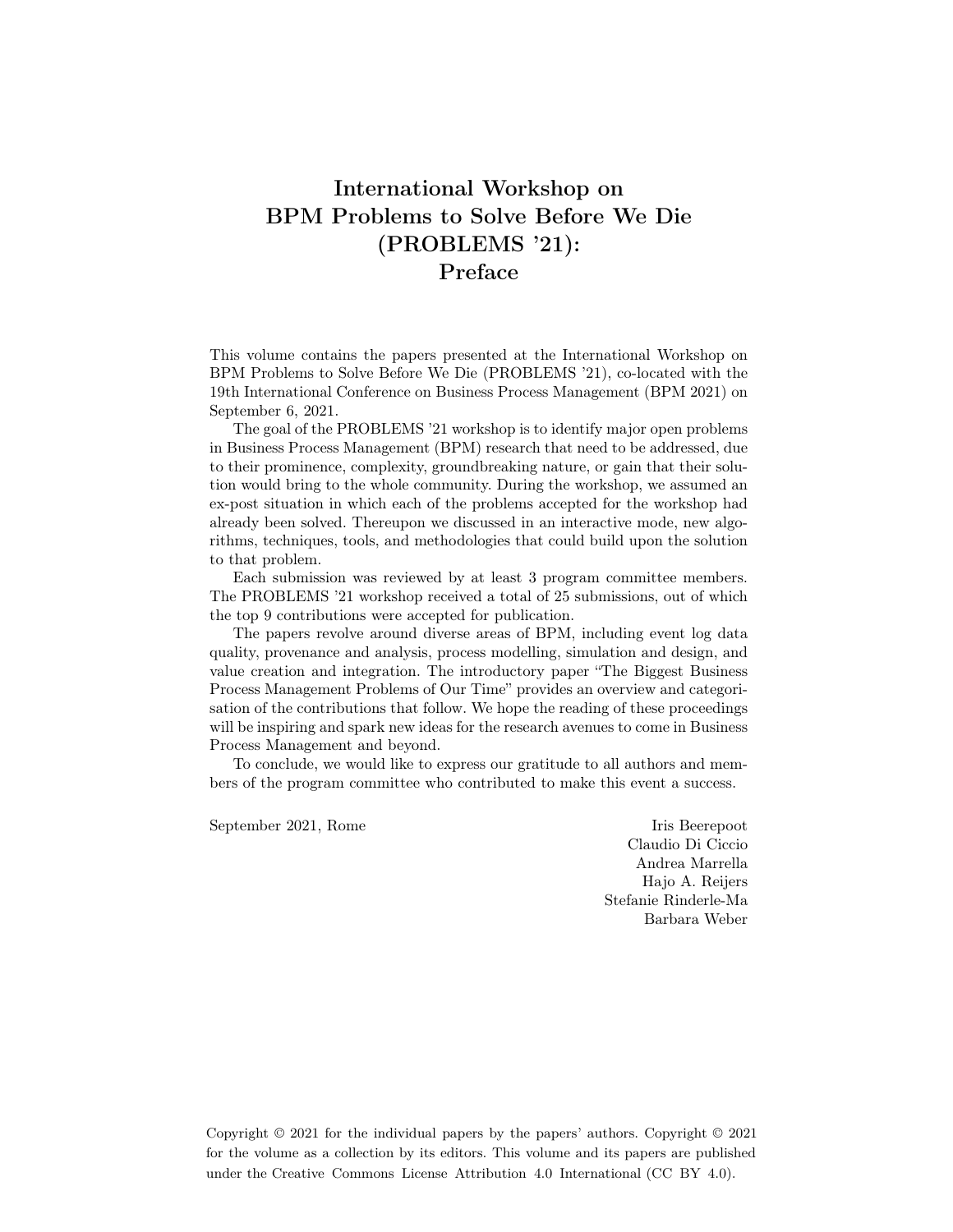# International Workshop on BPM Problems to Solve Before We Die (PROBLEMS '21): Preface

This volume contains the papers presented at the International Workshop on BPM Problems to Solve Before We Die (PROBLEMS '21), co-located with the 19th International Conference on Business Process Management (BPM 2021) on September 6, 2021.

The goal of the PROBLEMS '21 workshop is to identify major open problems in Business Process Management (BPM) research that need to be addressed, due to their prominence, complexity, groundbreaking nature, or gain that their solution would bring to the whole community. During the workshop, we assumed an ex-post situation in which each of the problems accepted for the workshop had already been solved. Thereupon we discussed in an interactive mode, new algorithms, techniques, tools, and methodologies that could build upon the solution to that problem.

Each submission was reviewed by at least 3 program committee members. The PROBLEMS '21 workshop received a total of 25 submissions, out of which the top 9 contributions were accepted for publication.

The papers revolve around diverse areas of BPM, including event log data quality, provenance and analysis, process modelling, simulation and design, and value creation and integration. The introductory paper "The Biggest Business Process Management Problems of Our Time" provides an overview and categorisation of the contributions that follow. We hope the reading of these proceedings will be inspiring and spark new ideas for the research avenues to come in Business Process Management and beyond.

To conclude, we would like to express our gratitude to all authors and members of the program committee who contributed to make this event a success.

September 2021, Rome

Iris Beerepoot
Claudio Di Ciccio
Andrea Marrella
Hajo A. Reijers
Stefanie Rinderle-Ma
Barbara Weber

Copyright © 2021 for the individual papers by the papers' authors. Copyright © 2021 for the volume as a collection by its editors. This volume and its papers are published under the Creative Commons License Attribution 4.0 International (CC BY 4.0).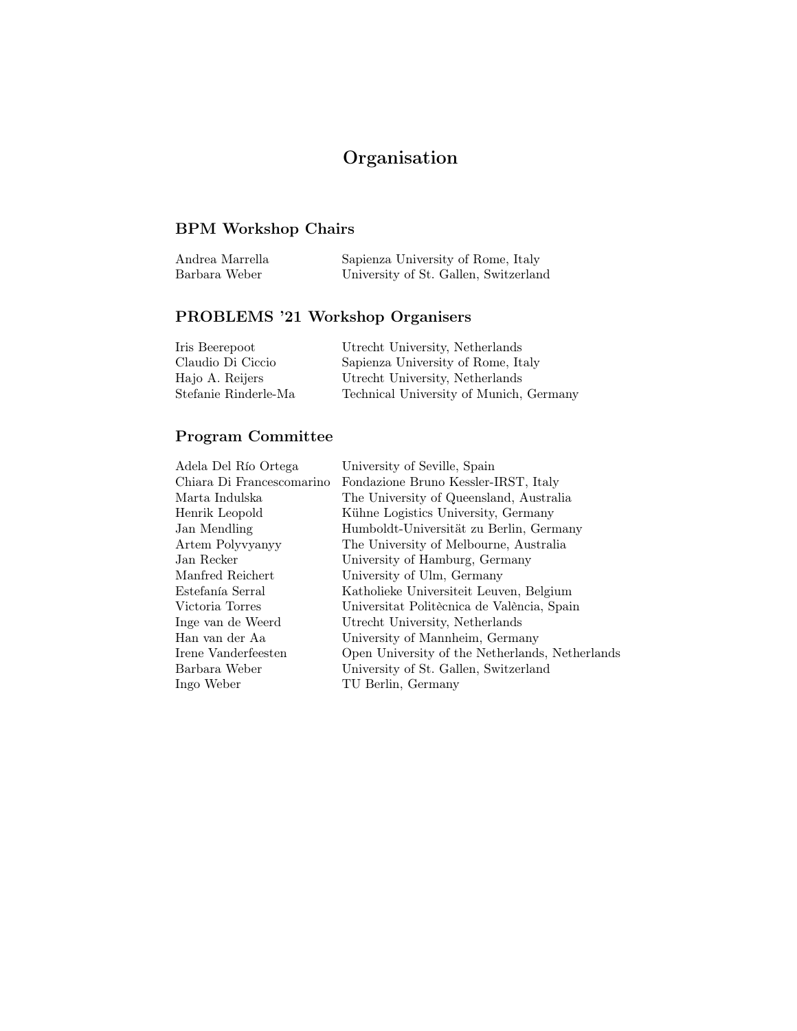# Organisation

## BPM Workshop Chairs

| | |
|---|---|
| Andrea Marrella | Sapienza University of Rome, Italy |
| Barbara Weber | University of St. Gallen, Switzerland |

## PROBLEMS '21 Workshop Organisers

| | |
|---|---|
| Iris Beerepoot | Utrecht University, Netherlands |
| Claudio Di Ciccio | Sapienza University of Rome, Italy |
| Hajo A. Reijers | Utrecht University, Netherlands |
| Stefanie Rinderle-Ma | Technical University of Munich, Germany |

## Program Committee

| | |
|---|---|
| Adela Del Río Ortega | University of Seville, Spain |
| Chiara Di Francescomarino | Fondazione Bruno Kessler-IRST, Italy |
| Marta Indulska | The University of Queensland, Australia |
| Henrik Leopold | Kühne Logistics University, Germany |
| Jan Mendling | Humboldt-Universität zu Berlin, Germany |
| Artem Polyvyanyy | The University of Melbourne, Australia |
| Jan Recker | University of Hamburg, Germany |
| Manfred Reichert | University of Ulm, Germany |
| Estefanía Serral | Katholieke Universiteit Leuven, Belgium |
| Victoria Torres | Universitat Politècnica de València, Spain |
| Inge van de Weerd | Utrecht University, Netherlands |
| Han van der Aa | University of Mannheim, Germany |
| Irene Vanderfeesten | Open University of the Netherlands, Netherlands |
| Barbara Weber | University of St. Gallen, Switzerland |
| Ingo Weber | TU Berlin, Germany |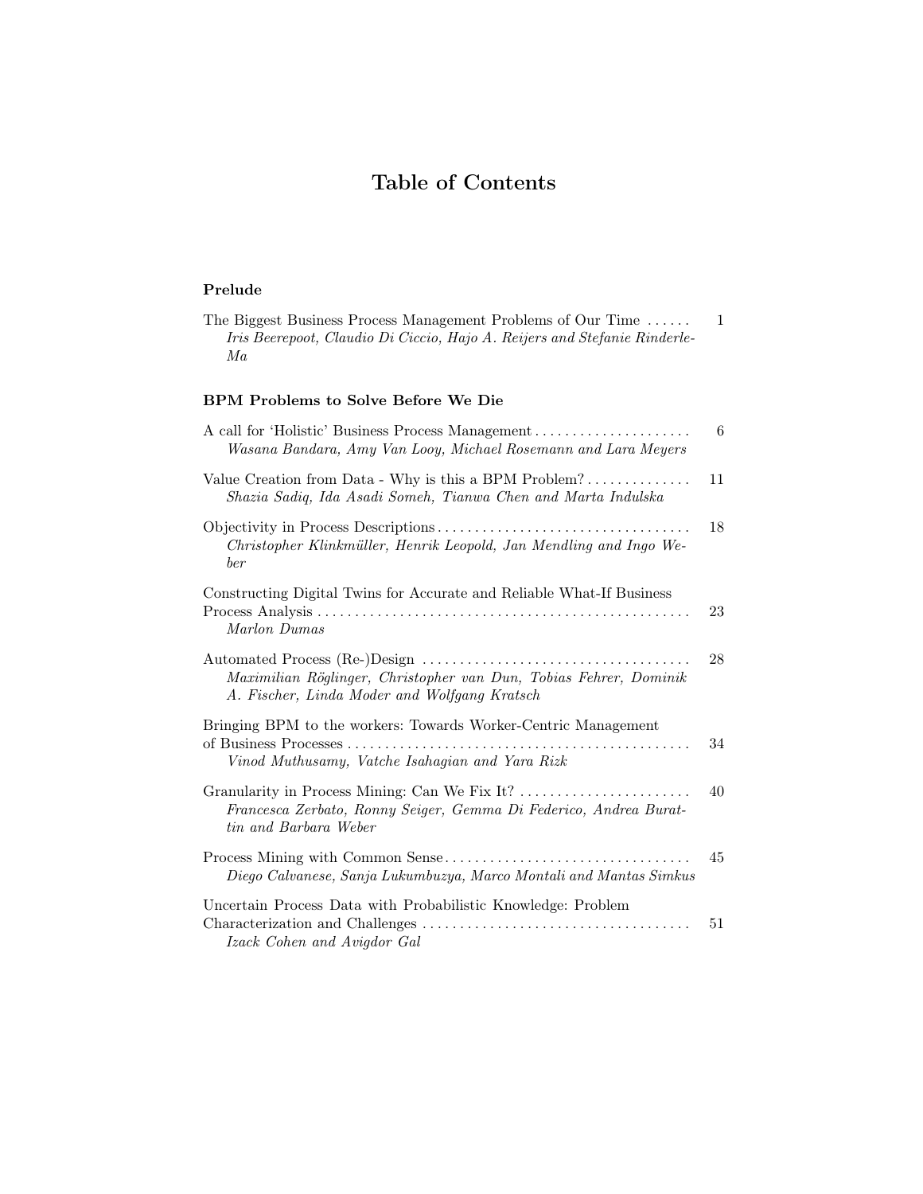# Table of Contents

## Prelude

The Biggest Business Process Management Problems of Our Time ...... 1
*Iris Beerepoot, Claudio Di Ciccio, Hajo A. Reijers and Stefanie Rinderle-Ma*

## BPM Problems to Solve Before We Die

A call for 'Holistic' Business Process Management ..................... 6
*Wasana Bandara, Amy Van Looy, Michael Rosemann and Lara Meyers*

Value Creation from Data - Why is this a BPM Problem? .............. 11
*Shazia Sadiq, Ida Asadi Someh, Tianwa Chen and Marta Indulska*

Objectivity in Process Descriptions .................................. 18
*Christopher Klinkmüller, Henrik Leopold, Jan Mendling and Ingo Weber*

Constructing Digital Twins for Accurate and Reliable What-If Business Process Analysis .................................................. 23
*Marlon Dumas*

Automated Process (Re-)Design .................................... 28
*Maximilian Röglinger, Christopher van Dun, Tobias Fehrer, Dominik A. Fischer, Linda Moder and Wolfgang Kratsch*

Bringing BPM to the workers: Towards Worker-Centric Management of Business Processes .............................................. 34
*Vinod Muthusamy, Vatche Isahagian and Yara Rizk*

Granularity in Process Mining: Can We Fix It? ....................... 40
*Francesca Zerbato, Ronny Seiger, Gemma Di Federico, Andrea Burattin and Barbara Weber*

Process Mining with Common Sense ................................. 45
*Diego Calvanese, Sanja Lukumbuzya, Marco Montali and Mantas Simkus*

Uncertain Process Data with Probabilistic Knowledge: Problem Characterization and Challenges .................................... 51
*Izack Cohen and Avigdor Gal*